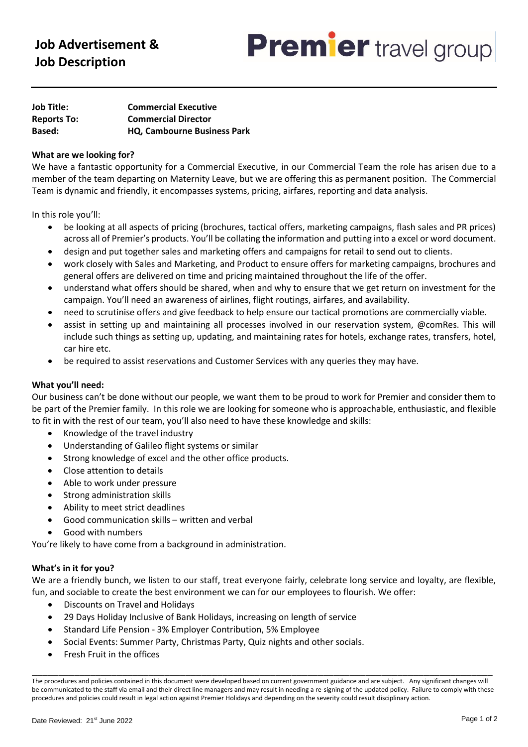# Job Advertisement & Job Description

Premier travel group

| | |
|---|---|
| **Job Title:** | **Commercial Executive** |
| **Reports To:** | **Commercial Director** |
| **Based:** | **HQ, Cambourne Business Park** |

**What are we looking for?**

We have a fantastic opportunity for a Commercial Executive, in our Commercial Team the role has arisen due to a member of the team departing on Maternity Leave, but we are offering this as permanent position. The Commercial Team is dynamic and friendly, it encompasses systems, pricing, airfares, reporting and data analysis.

In this role you'll:

- be looking at all aspects of pricing (brochures, tactical offers, marketing campaigns, flash sales and PR prices) across all of Premier's products. You'll be collating the information and putting into a excel or word document.
- design and put together sales and marketing offers and campaigns for retail to send out to clients.
- work closely with Sales and Marketing, and Product to ensure offers for marketing campaigns, brochures and general offers are delivered on time and pricing maintained throughout the life of the offer.
- understand what offers should be shared, when and why to ensure that we get return on investment for the campaign. You'll need an awareness of airlines, flight routings, airfares, and availability.
- need to scrutinise offers and give feedback to help ensure our tactical promotions are commercially viable.
- assist in setting up and maintaining all processes involved in our reservation system, @comRes. This will include such things as setting up, updating, and maintaining rates for hotels, exchange rates, transfers, hotel, car hire etc.
- be required to assist reservations and Customer Services with any queries they may have.

**What you'll need:**

Our business can't be done without our people, we want them to be proud to work for Premier and consider them to be part of the Premier family. In this role we are looking for someone who is approachable, enthusiastic, and flexible to fit in with the rest of our team, you'll also need to have these knowledge and skills:

- Knowledge of the travel industry
- Understanding of Galileo flight systems or similar
- Strong knowledge of excel and the other office products.
- Close attention to details
- Able to work under pressure
- Strong administration skills
- Ability to meet strict deadlines
- Good communication skills – written and verbal
- Good with numbers

You're likely to have come from a background in administration.

**What's in it for you?**

We are a friendly bunch, we listen to our staff, treat everyone fairly, celebrate long service and loyalty, are flexible, fun, and sociable to create the best environment we can for our employees to flourish. We offer:

- Discounts on Travel and Holidays
- 29 Days Holiday Inclusive of Bank Holidays, increasing on length of service
- Standard Life Pension - 3% Employer Contribution, 5% Employee
- Social Events: Summer Party, Christmas Party, Quiz nights and other socials.
- Fresh Fruit in the offices

The procedures and policies contained in this document were developed based on current government guidance and are subject. Any significant changes will be communicated to the staff via email and their direct line managers and may result in needing a re-signing of the updated policy. Failure to comply with these procedures and policies could result in legal action against Premier Holidays and depending on the severity could result disciplinary action.

Date Reviewed: 21st June 2022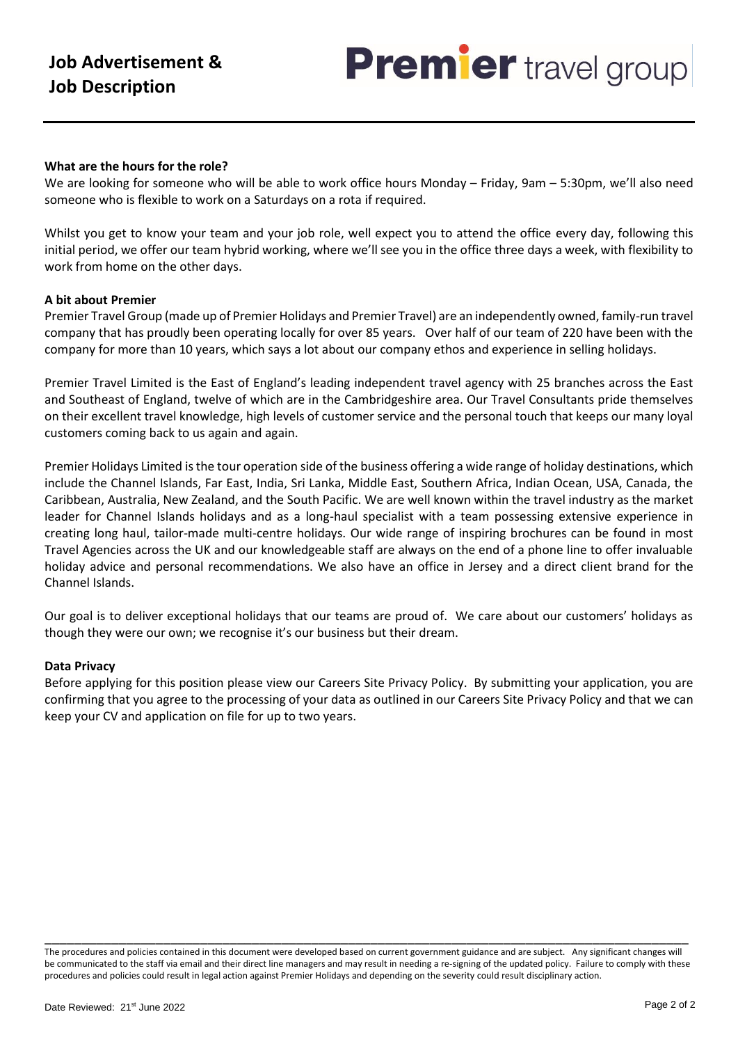**What are the hours for the role?**

We are looking for someone who will be able to work office hours Monday – Friday, 9am – 5:30pm, we'll also need someone who is flexible to work on a Saturdays on a rota if required.

Whilst you get to know your team and your job role, well expect you to attend the office every day, following this initial period, we offer our team hybrid working, where we'll see you in the office three days a week, with flexibility to work from home on the other days.

**A bit about Premier**

Premier Travel Group (made up of Premier Holidays and Premier Travel) are an independently owned, family-run travel company that has proudly been operating locally for over 85 years. Over half of our team of 220 have been with the company for more than 10 years, which says a lot about our company ethos and experience in selling holidays.

Premier Travel Limited is the East of England's leading independent travel agency with 25 branches across the East and Southeast of England, twelve of which are in the Cambridgeshire area. Our Travel Consultants pride themselves on their excellent travel knowledge, high levels of customer service and the personal touch that keeps our many loyal customers coming back to us again and again.

Premier Holidays Limited is the tour operation side of the business offering a wide range of holiday destinations, which include the Channel Islands, Far East, India, Sri Lanka, Middle East, Southern Africa, Indian Ocean, USA, Canada, the Caribbean, Australia, New Zealand, and the South Pacific. We are well known within the travel industry as the market leader for Channel Islands holidays and as a long-haul specialist with a team possessing extensive experience in creating long haul, tailor-made multi-centre holidays. Our wide range of inspiring brochures can be found in most Travel Agencies across the UK and our knowledgeable staff are always on the end of a phone line to offer invaluable holiday advice and personal recommendations. We also have an office in Jersey and a direct client brand for the Channel Islands.

Our goal is to deliver exceptional holidays that our teams are proud of. We care about our customers' holidays as though they were our own; we recognise it's our business but their dream.

**Data Privacy**

Before applying for this position please view our Careers Site Privacy Policy. By submitting your application, you are confirming that you agree to the processing of your data as outlined in our Careers Site Privacy Policy and that we can keep your CV and application on file for up to two years.